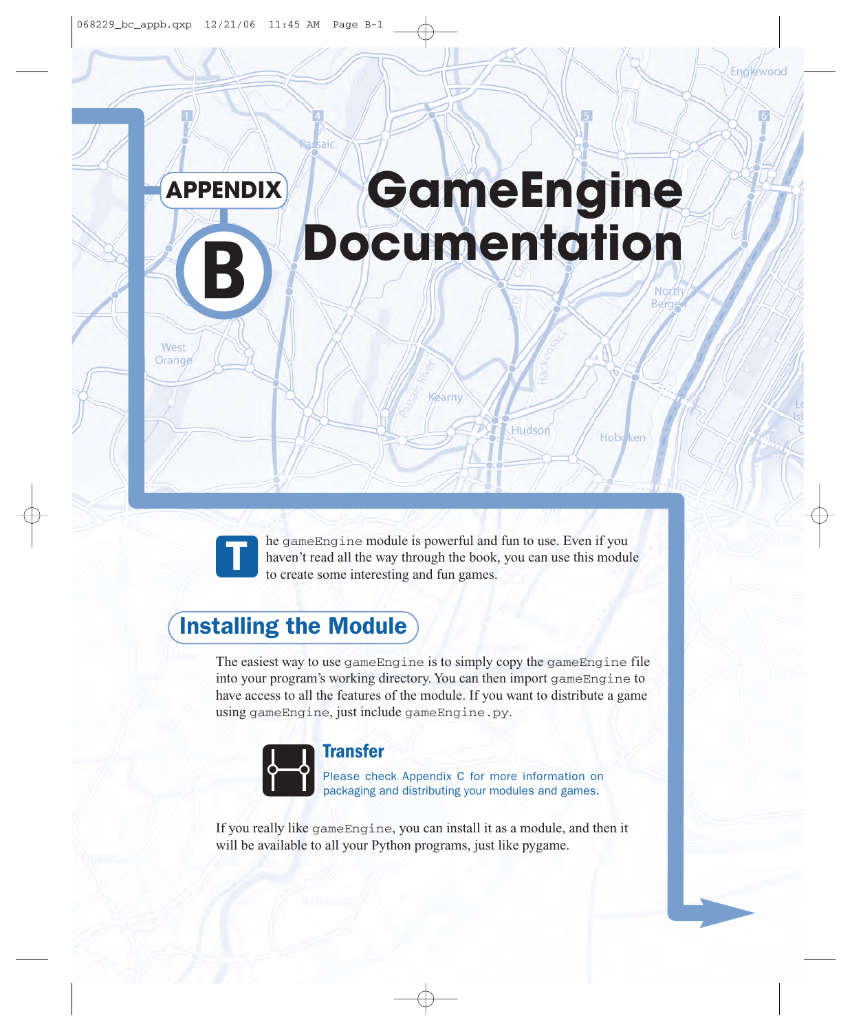# APPENDIX B: GameEngine Documentation

The gameEngine module is powerful and fun to use. Even if you haven't read all the way through the book, you can use this module to create some interesting and fun games.

## Installing the Module

The easiest way to use gameEngine is to simply copy the gameEngine file into your program's working directory. You can then import gameEngine to have access to all the features of the module. If you want to distribute a game using gameEngine, just include gameEngine.py.

> **Transfer**
>
> Please check Appendix C for more information on packaging and distributing your modules and games.

If you really like gameEngine, you can install it as a module, and then it will be available to all your Python programs, just like pygame.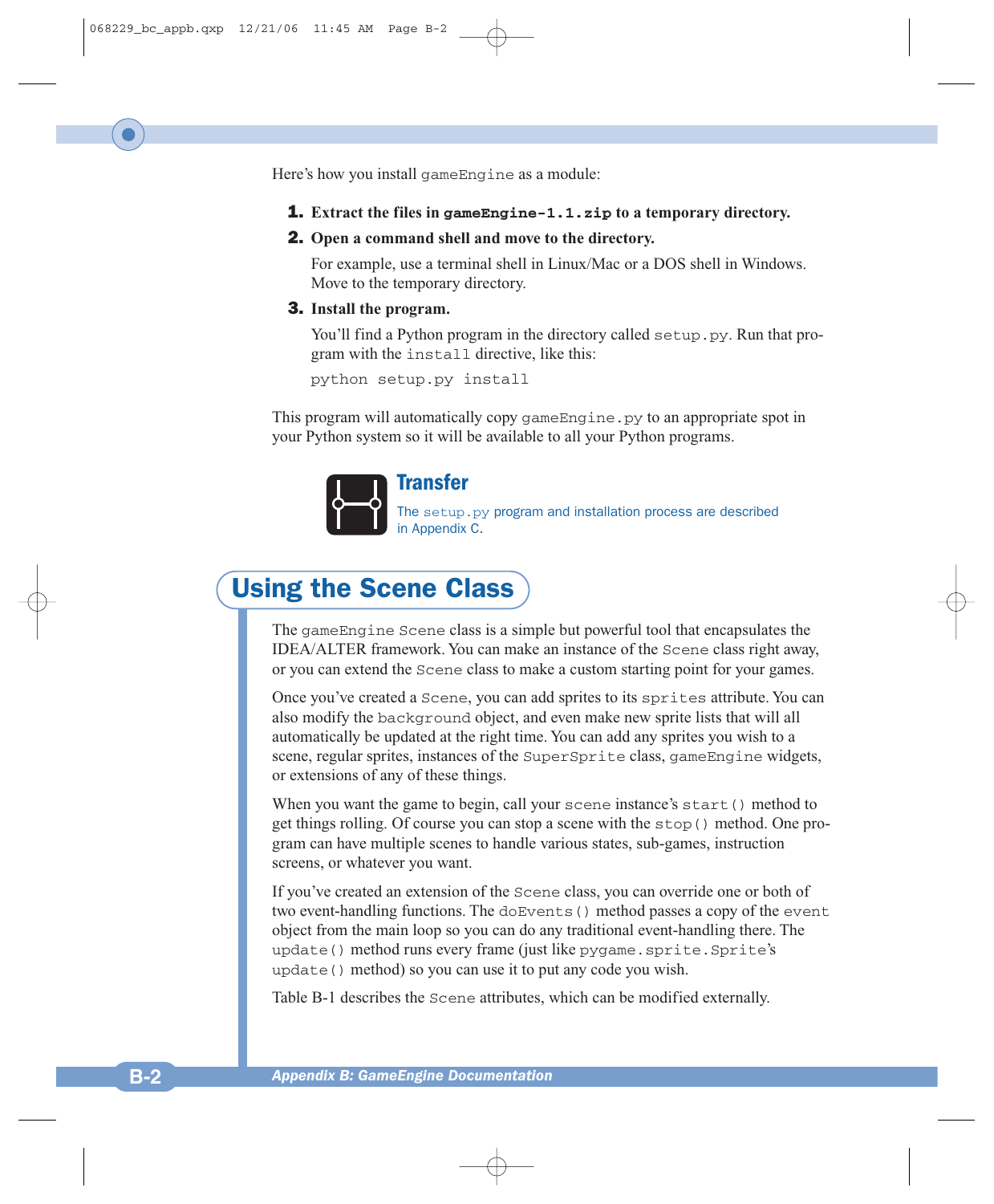Here's how you install `gameEngine` as a module:

1. **Extract the files in `gameEngine-1.1.zip` to a temporary directory.**
2. **Open a command shell and move to the directory.**

   For example, use a terminal shell in Linux/Mac or a DOS shell in Windows. Move to the temporary directory.
3. **Install the program.**

   You'll find a Python program in the directory called `setup.py`. Run that program with the `install` directive, like this:

   ```
   python setup.py install
   ```

This program will automatically copy `gameEngine.py` to an appropriate spot in your Python system so it will be available to all your Python programs.

> **Transfer**
>
> The `setup.py` program and installation process are described in Appendix C.

## Using the Scene Class

The `gameEngine Scene` class is a simple but powerful tool that encapsulates the IDEA/ALTER framework. You can make an instance of the `Scene` class right away, or you can extend the `Scene` class to make a custom starting point for your games.

Once you've created a `Scene`, you can add sprites to its `sprites` attribute. You can also modify the `background` object, and even make new sprite lists that will all automatically be updated at the right time. You can add any sprites you wish to a scene, regular sprites, instances of the `SuperSprite` class, `gameEngine` widgets, or extensions of any of these things.

When you want the game to begin, call your `scene` instance's `start()` method to get things rolling. Of course you can stop a scene with the `stop()` method. One program can have multiple scenes to handle various states, sub-games, instruction screens, or whatever you want.

If you've created an extension of the `Scene` class, you can override one or both of two event-handling functions. The `doEvents()` method passes a copy of the `event` object from the main loop so you can do any traditional event-handling there. The `update()` method runs every frame (just like `pygame.sprite.Sprite`'s `update()` method) so you can use it to put any code you wish.

Table B-1 describes the `Scene` attributes, which can be modified externally.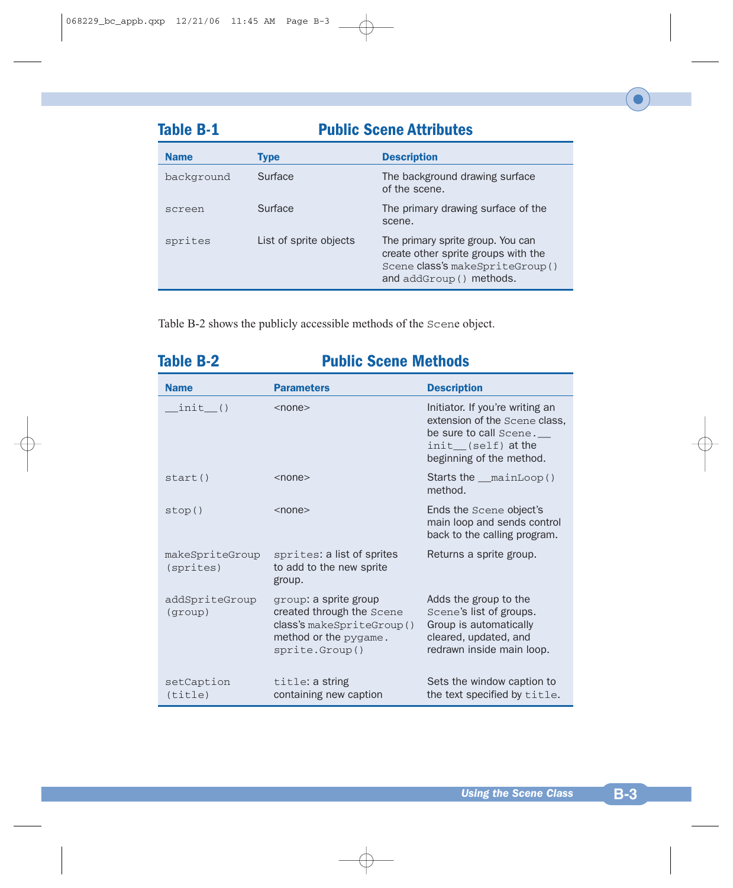## Table B-1 Public Scene Attributes

| Name | Type | Description |
| --- | --- | --- |
| `background` | Surface | The background drawing surface of the scene. |
| `screen` | Surface | The primary drawing surface of the scene. |
| `sprites` | List of sprite objects | The primary sprite group. You can create other sprite groups with the `Scene` class's `makeSpriteGroup()` and `addGroup()` methods. |

Table B-2 shows the publicly accessible methods of the `Scene` object.

## Table B-2 Public Scene Methods

| Name | Parameters | Description |
| --- | --- | --- |
| `__init__()` | <none> | Initiator. If you're writing an extension of the `Scene` class, be sure to call `Scene.__init__(self)` at the beginning of the method. |
| `start()` | <none> | Starts the `__mainLoop()` method. |
| `stop()` | <none> | Ends the `Scene` object's main loop and sends control back to the calling program. |
| `makeSpriteGroup(sprites)` | `sprites`: a list of sprites to add to the new sprite group. | Returns a sprite group. |
| `addSpriteGroup(group)` | `group`: a sprite group created through the `Scene` class's `makeSpriteGroup()` method or the `pygame.sprite.Group()` | Adds the group to the `Scene`'s list of groups. Group is automatically cleared, updated, and redrawn inside main loop. |
| `setCaption(title)` | `title`: a string containing new caption | Sets the window caption to the text specified by `title`. |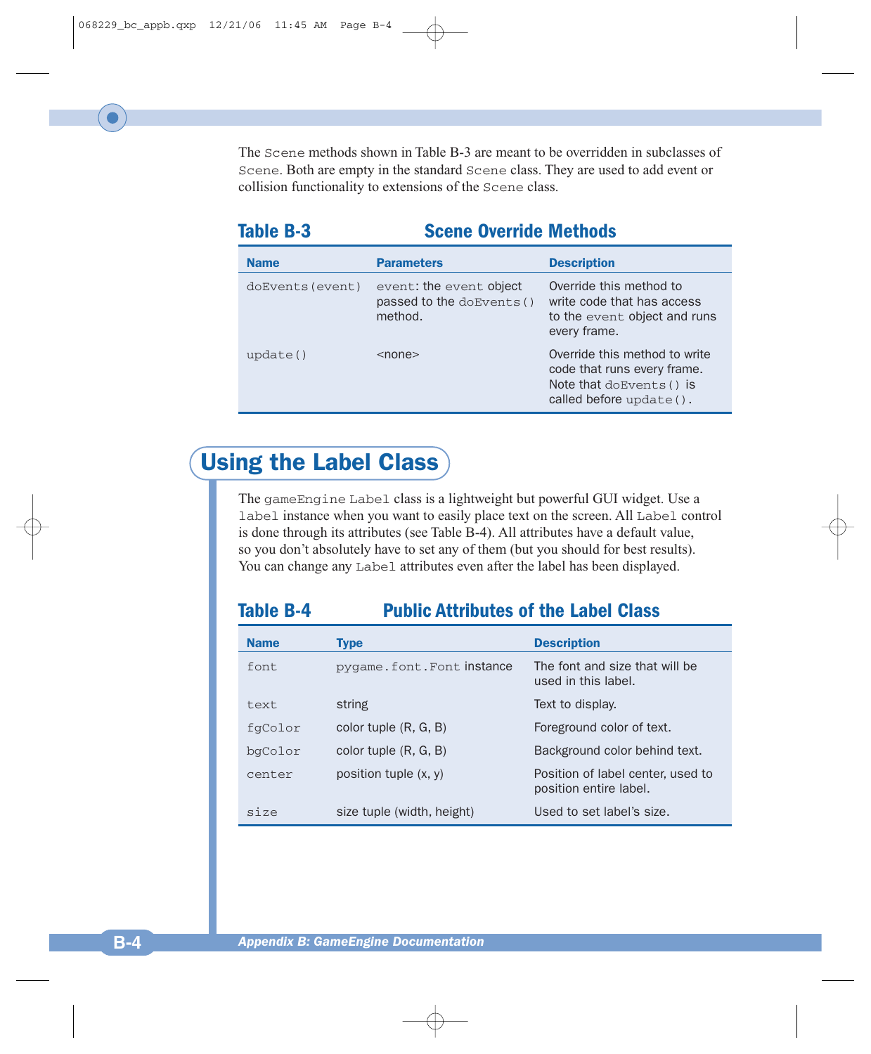The Scene methods shown in Table B-3 are meant to be overridden in subclasses of Scene. Both are empty in the standard Scene class. They are used to add event or collision functionality to extensions of the Scene class.

**Table B-3 Scene Override Methods**

| Name | Parameters | Description |
|---|---|---|
| doEvents(event) | event: the event object passed to the doEvents() method. | Override this method to write code that has access to the event object and runs every frame. |
| update() | <none> | Override this method to write code that runs every frame. Note that doEvents() is called before update(). |

## Using the Label Class

The gameEngine Label class is a lightweight but powerful GUI widget. Use a label instance when you want to easily place text on the screen. All Label control is done through its attributes (see Table B-4). All attributes have a default value, so you don't absolutely have to set any of them (but you should for best results). You can change any Label attributes even after the label has been displayed.

**Table B-4 Public Attributes of the Label Class**

| Name | Type | Description |
|---|---|---|
| font | pygame.font.Font instance | The font and size that will be used in this label. |
| text | string | Text to display. |
| fgColor | color tuple (R, G, B) | Foreground color of text. |
| bgColor | color tuple (R, G, B) | Background color behind text. |
| center | position tuple (x, y) | Position of label center, used to position entire label. |
| size | size tuple (width, height) | Used to set label's size. |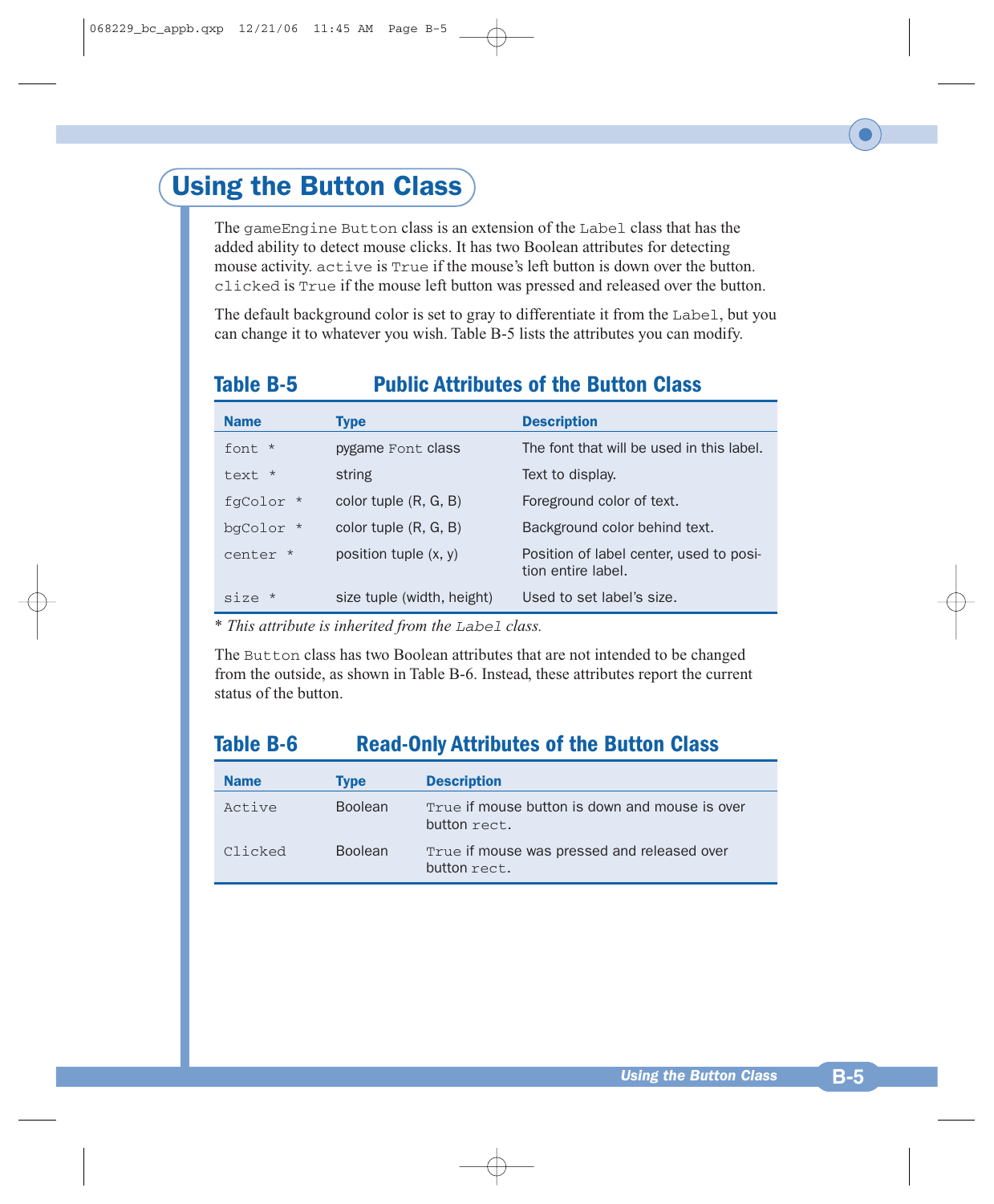# Using the Button Class

The gameEngine Button class is an extension of the Label class that has the added ability to detect mouse clicks. It has two Boolean attributes for detecting mouse activity. active is True if the mouse's left button is down over the button. clicked is True if the mouse left button was pressed and released over the button.

The default background color is set to gray to differentiate it from the Label, but you can change it to whatever you wish. Table B-5 lists the attributes you can modify.

**Table B-5 Public Attributes of the Button Class**

| Name | Type | Description |
|---|---|---|
| font * | pygame Font class | The font that will be used in this label. |
| text * | string | Text to display. |
| fgColor * | color tuple (R, G, B) | Foreground color of text. |
| bgColor * | color tuple (R, G, B) | Background color behind text. |
| center * | position tuple (x, y) | Position of label center, used to position entire label. |
| size * | size tuple (width, height) | Used to set label's size. |

* *This attribute is inherited from the Label class.*

The Button class has two Boolean attributes that are not intended to be changed from the outside, as shown in Table B-6. Instead, these attributes report the current status of the button.

**Table B-6 Read-Only Attributes of the Button Class**

| Name | Type | Description |
|---|---|---|
| Active | Boolean | True if mouse button is down and mouse is over button rect. |
| Clicked | Boolean | True if mouse was pressed and released over button rect. |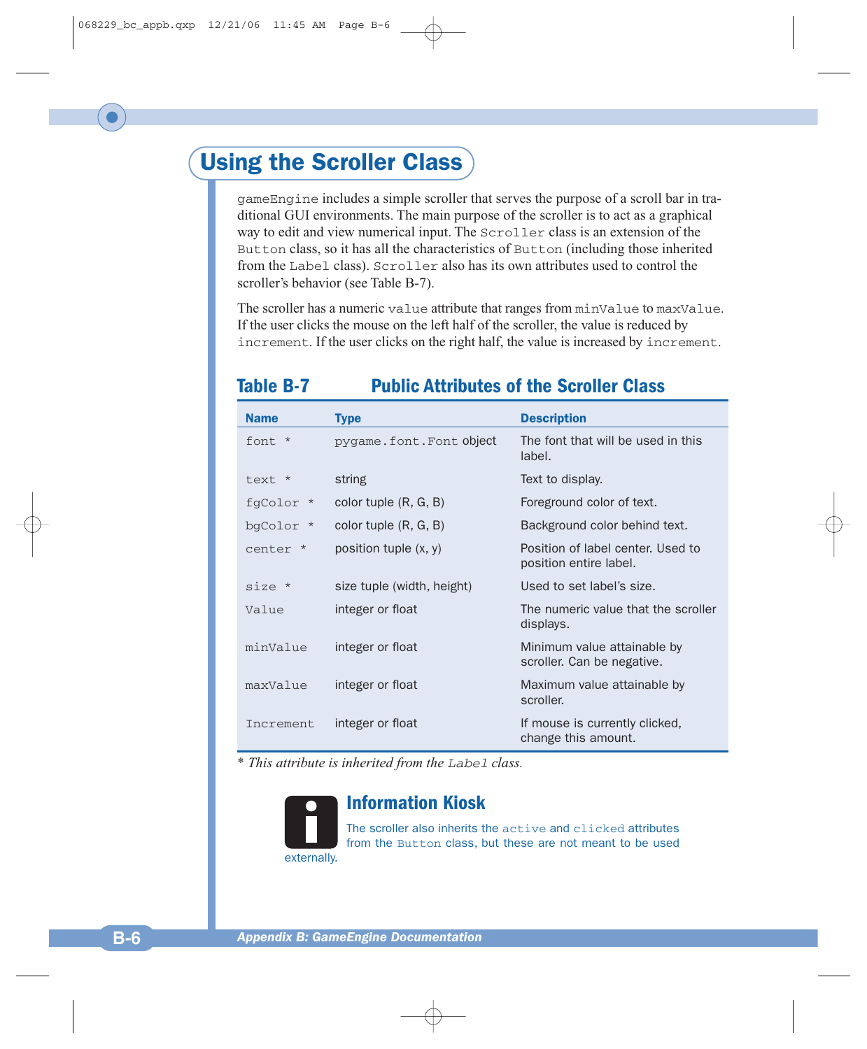# Using the Scroller Class

gameEngine includes a simple scroller that serves the purpose of a scroll bar in traditional GUI environments. The main purpose of the scroller is to act as a graphical way to edit and view numerical input. The Scroller class is an extension of the Button class, so it has all the characteristics of Button (including those inherited from the Label class). Scroller also has its own attributes used to control the scroller's behavior (see Table B-7).

The scroller has a numeric value attribute that ranges from minValue to maxValue. If the user clicks the mouse on the left half of the scroller, the value is reduced by increment. If the user clicks on the right half, the value is increased by increment.

## Table B-7 Public Attributes of the Scroller Class

| Name | Type | Description |
|---|---|---|
| font * | pygame.font.Font object | The font that will be used in this label. |
| text * | string | Text to display. |
| fgColor * | color tuple (R, G, B) | Foreground color of text. |
| bgColor * | color tuple (R, G, B) | Background color behind text. |
| center * | position tuple (x, y) | Position of label center. Used to position entire label. |
| size * | size tuple (width, height) | Used to set label's size. |
| Value | integer or float | The numeric value that the scroller displays. |
| minValue | integer or float | Minimum value attainable by scroller. Can be negative. |
| maxValue | integer or float | Maximum value attainable by scroller. |
| Increment | integer or float | If mouse is currently clicked, change this amount. |

*\* This attribute is inherited from the Label class.*

### Information Kiosk

The scroller also inherits the active and clicked attributes from the Button class, but these are not meant to be used externally.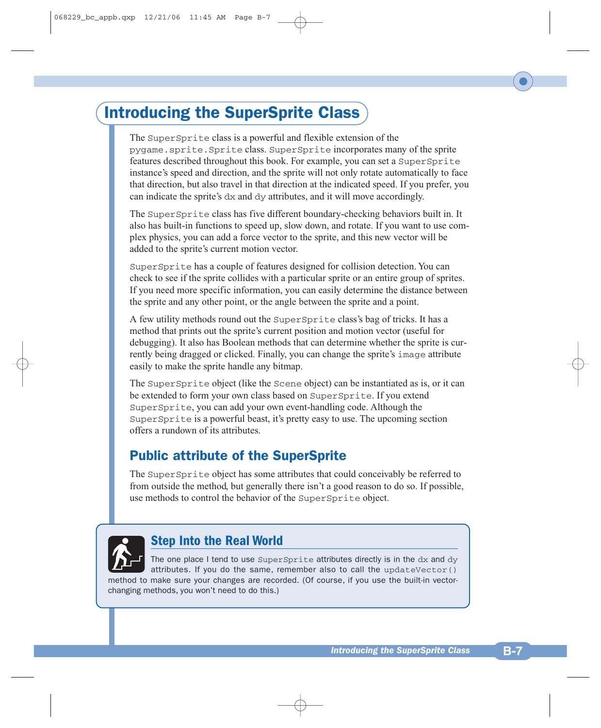# Introducing the SuperSprite Class

The `SuperSprite` class is a powerful and flexible extension of the `pygame.sprite.Sprite` class. `SuperSprite` incorporates many of the sprite features described throughout this book. For example, you can set a `SuperSprite` instance's speed and direction, and the sprite will not only rotate automatically to face that direction, but also travel in that direction at the indicated speed. If you prefer, you can indicate the sprite's `dx` and `dy` attributes, and it will move accordingly.

The `SuperSprite` class has five different boundary-checking behaviors built in. It also has built-in functions to speed up, slow down, and rotate. If you want to use complex physics, you can add a force vector to the sprite, and this new vector will be added to the sprite's current motion vector.

`SuperSprite` has a couple of features designed for collision detection. You can check to see if the sprite collides with a particular sprite or an entire group of sprites. If you need more specific information, you can easily determine the distance between the sprite and any other point, or the angle between the sprite and a point.

A few utility methods round out the `SuperSprite` class's bag of tricks. It has a method that prints out the sprite's current position and motion vector (useful for debugging). It also has Boolean methods that can determine whether the sprite is currently being dragged or clicked. Finally, you can change the sprite's `image` attribute easily to make the sprite handle any bitmap.

The `SuperSprite` object (like the `Scene` object) can be instantiated as is, or it can be extended to form your own class based on `SuperSprite`. If you extend `SuperSprite`, you can add your own event-handling code. Although the `SuperSprite` is a powerful beast, it's pretty easy to use. The upcoming section offers a rundown of its attributes.

## Public attribute of the SuperSprite

The `SuperSprite` object has some attributes that could conceivably be referred to from outside the method, but generally there isn't a good reason to do so. If possible, use methods to control the behavior of the `SuperSprite` object.

> ### Step Into the Real World
>
> The one place I tend to use `SuperSprite` attributes directly is in the `dx` and `dy` attributes. If you do the same, remember also to call the `updateVector()` method to make sure your changes are recorded. (Of course, if you use the built-in vector-changing methods, you won't need to do this.)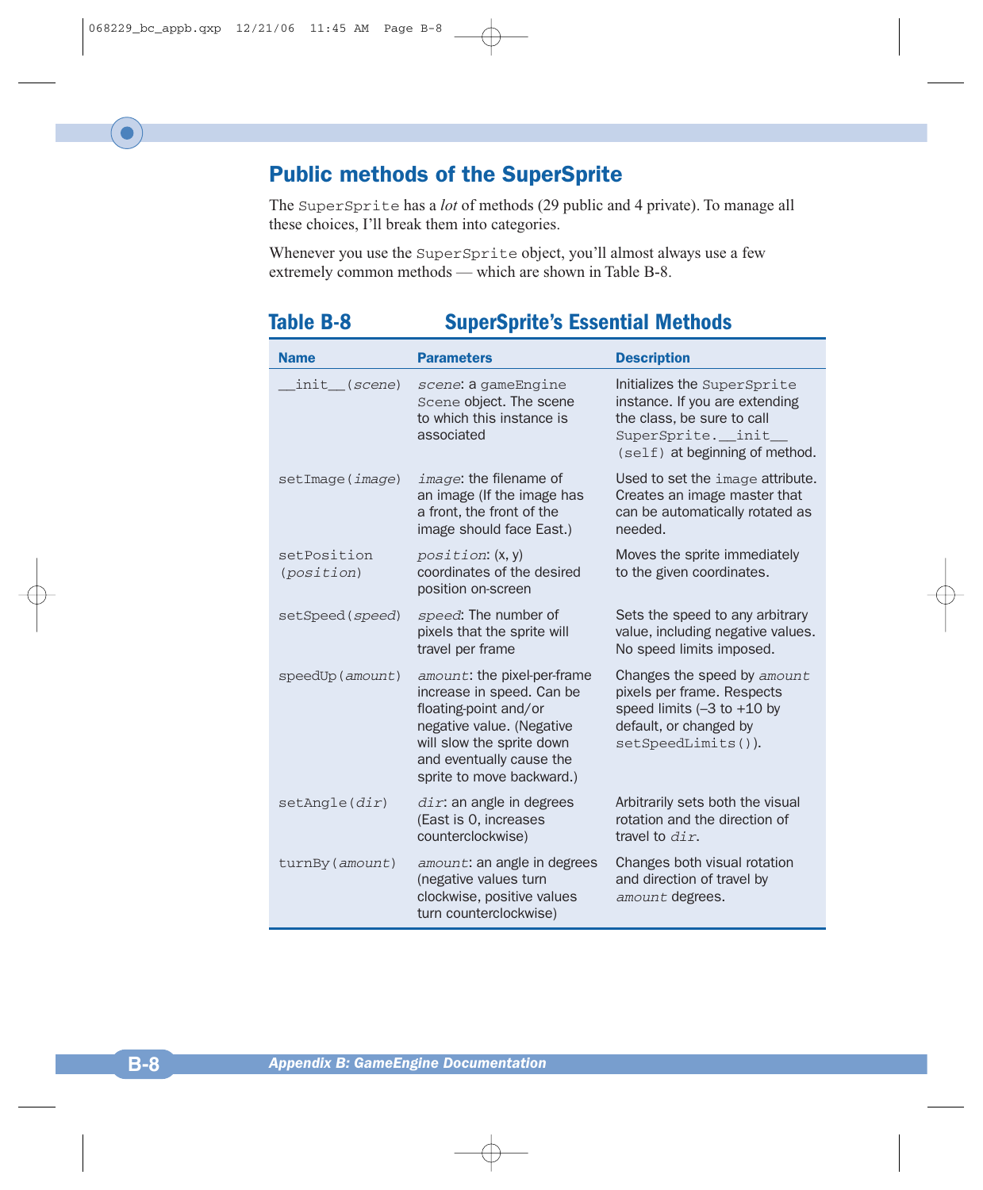## Public methods of the SuperSprite

The `SuperSprite` has a *lot* of methods (29 public and 4 private). To manage all these choices, I'll break them into categories.

Whenever you use the `SuperSprite` object, you'll almost always use a few extremely common methods — which are shown in Table B-8.

**Table B-8 SuperSprite's Essential Methods**

| Name | Parameters | Description |
|---|---|---|
| `__init__(`*`scene`*`)` | *`scene`*: a `gameEngine Scene` object. The scene to which this instance is associated | Initializes the `SuperSprite` instance. If you are extending the class, be sure to call `SuperSprite.__init__(self)` at beginning of method. |
| `setImage(`*`image`*`)` | *`image`*: the filename of an image (If the image has a front, the front of the image should face East.) | Used to set the `image` attribute. Creates an image master that can be automatically rotated as needed. |
| `setPosition(`*`position`*`)` | *`position`*: (x, y) coordinates of the desired position on-screen | Moves the sprite immediately to the given coordinates. |
| `setSpeed(`*`speed`*`)` | *`speed`*: The number of pixels that the sprite will travel per frame | Sets the speed to any arbitrary value, including negative values. No speed limits imposed. |
| `speedUp(`*`amount`*`)` | *`amount`*: the pixel-per-frame increase in speed. Can be floating-point and/or negative value. (Negative will slow the sprite down and eventually cause the sprite to move backward.) | Changes the speed by *`amount`* pixels per frame. Respects speed limits (–3 to +10 by default, or changed by `setSpeedLimits()`). |
| `setAngle(`*`dir`*`)` | *`dir`*: an angle in degrees (East is 0, increases counterclockwise) | Arbitrarily sets both the visual rotation and the direction of travel to *`dir`*. |
| `turnBy(`*`amount`*`)` | *`amount`*: an angle in degrees (negative values turn clockwise, positive values turn counterclockwise) | Changes both visual rotation and direction of travel by *`amount`* degrees. |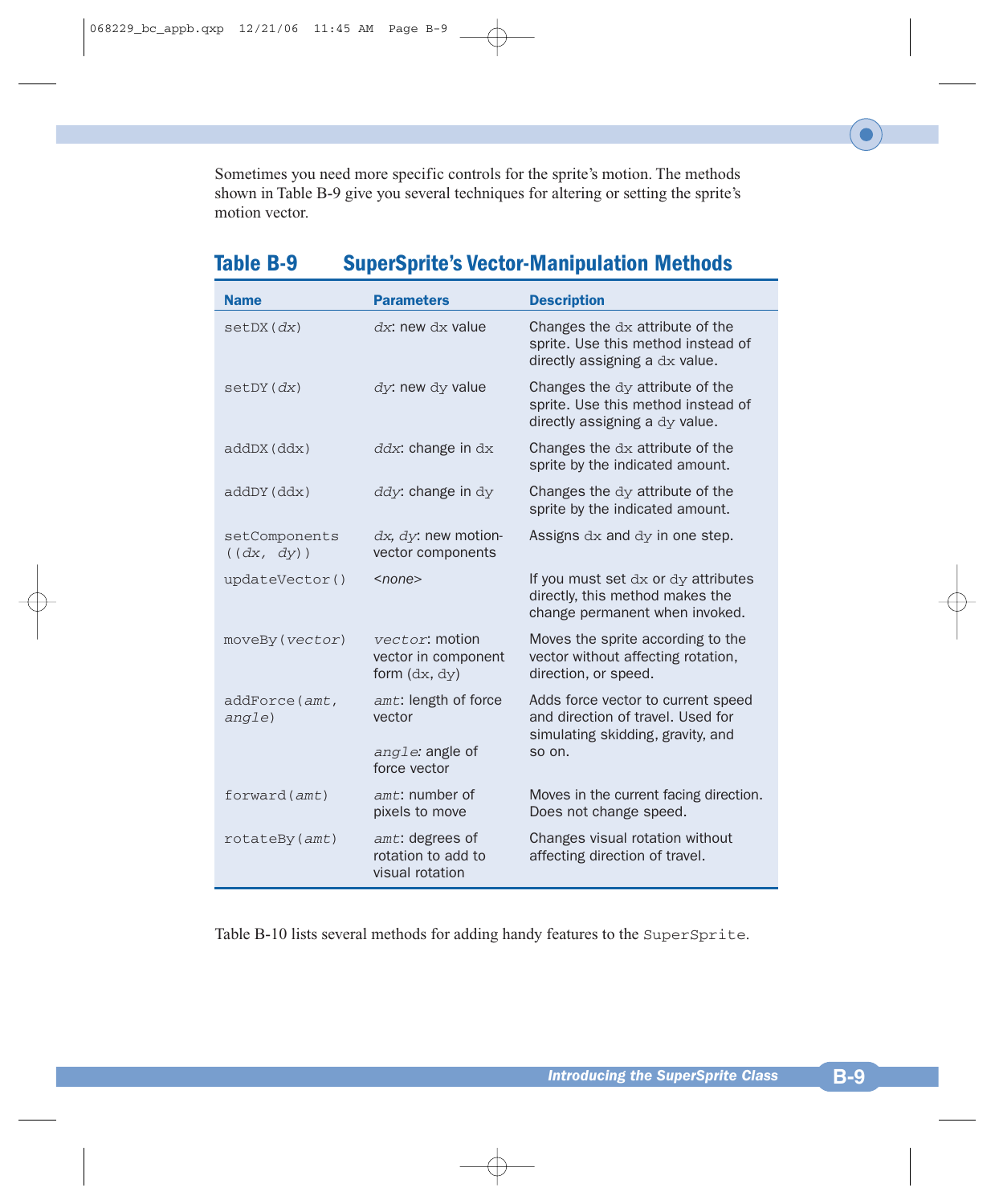Sometimes you need more specific controls for the sprite's motion. The methods shown in Table B-9 give you several techniques for altering or setting the sprite's motion vector.

## Table B-9 SuperSprite's Vector-Manipulation Methods

| Name | Parameters | Description |
|---|---|---|
| `setDX(dx)` | *dx*: new `dx` value | Changes the `dx` attribute of the sprite. Use this method instead of directly assigning a `dx` value. |
| `setDY(dx)` | *dy*: new `dy` value | Changes the `dy` attribute of the sprite. Use this method instead of directly assigning a `dy` value. |
| `addDX(ddx)` | *ddx*: change in `dx` | Changes the `dx` attribute of the sprite by the indicated amount. |
| `addDY(ddx)` | *ddy*: change in `dy` | Changes the `dy` attribute of the sprite by the indicated amount. |
| `setComponents((dx, dy))` | *dx*, *dy*: new motion-vector components | Assigns `dx` and `dy` in one step. |
| `updateVector()` | *<none>* | If you must set `dx` or `dy` attributes directly, this method makes the change permanent when invoked. |
| `moveBy(vector)` | *vector*: motion vector in component form (`dx`, `dy`) | Moves the sprite according to the vector without affecting rotation, direction, or speed. |
| `addForce(amt, angle)` | *amt*: length of force vector<br>*angle*: angle of force vector | Adds force vector to current speed and direction of travel. Used for simulating skidding, gravity, and so on. |
| `forward(amt)` | *amt*: number of pixels to move | Moves in the current facing direction. Does not change speed. |
| `rotateBy(amt)` | *amt*: degrees of rotation to add to visual rotation | Changes visual rotation without affecting direction of travel. |

Table B-10 lists several methods for adding handy features to the `SuperSprite`.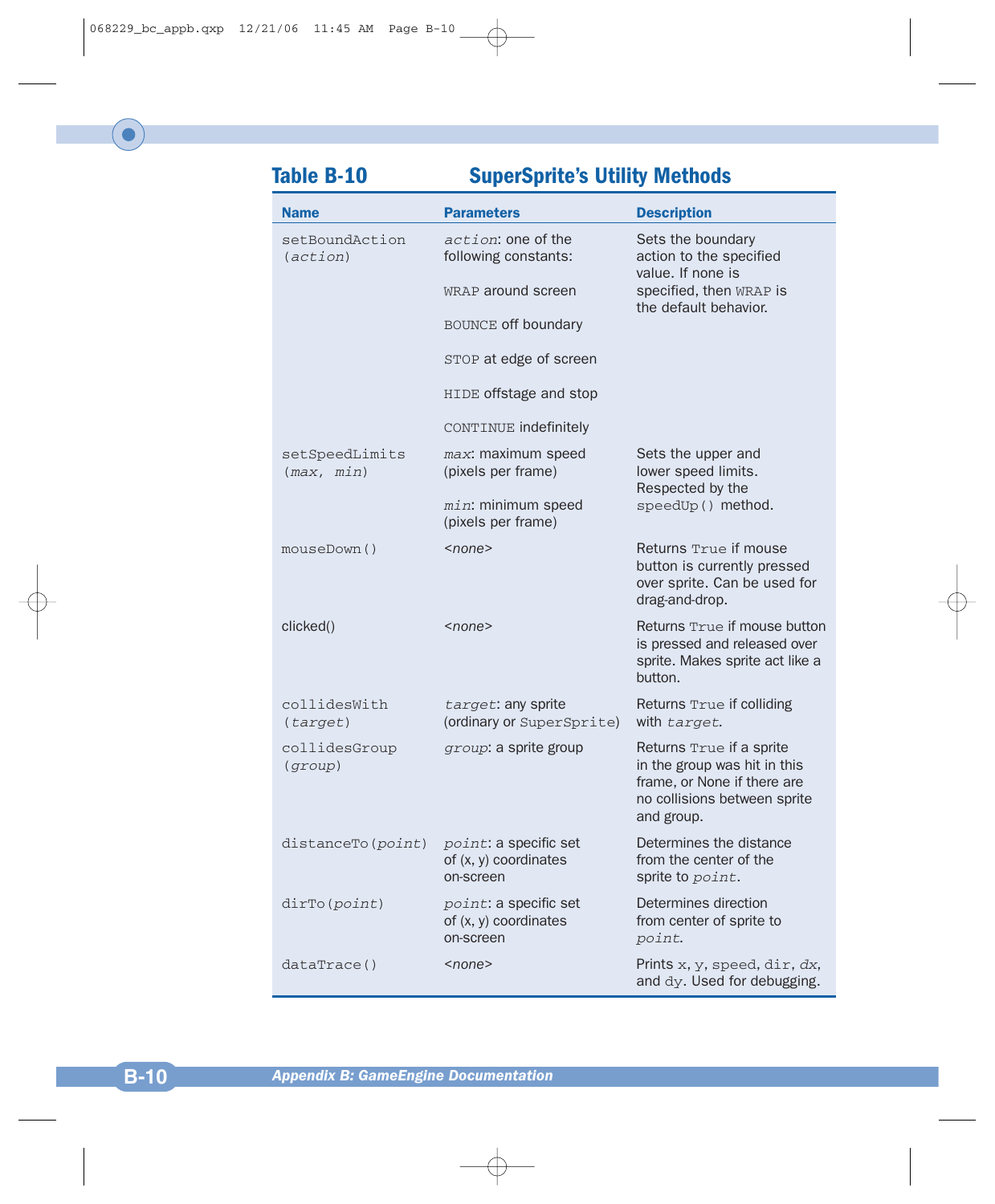## Table B-10 SuperSprite's Utility Methods

| Name | Parameters | Description |
|---|---|---|
| setBoundAction (*action*) | *action*: one of the following constants:<br><br>WRAP around screen<br><br>BOUNCE off boundary<br><br>STOP at edge of screen<br><br>HIDE offstage and stop<br><br>CONTINUE indefinitely | Sets the boundary action to the specified value. If none is specified, then WRAP is the default behavior. |
| setSpeedLimits (*max*, *min*) | *max*: maximum speed (pixels per frame)<br><br>*min*: minimum speed (pixels per frame) | Sets the upper and lower speed limits. Respected by the speedUp() method. |
| mouseDown() | *<none>* | Returns True if mouse button is currently pressed over sprite. Can be used for drag-and-drop. |
| clicked() | *<none>* | Returns True if mouse button is pressed and released over sprite. Makes sprite act like a button. |
| collidesWith (*target*) | *target*: any sprite (ordinary or SuperSprite) | Returns True if colliding with *target*. |
| collidesGroup (*group*) | *group*: a sprite group | Returns True if a sprite in the group was hit in this frame, or None if there are no collisions between sprite and group. |
| distanceTo(*point*) | *point*: a specific set of (x, y) coordinates on-screen | Determines the distance from the center of the sprite to *point*. |
| dirTo(*point*) | *point*: a specific set of (x, y) coordinates on-screen | Determines direction from center of sprite to *point*. |
| dataTrace() | *<none>* | Prints x, y, speed, dir, *dx*, and dy. Used for debugging. |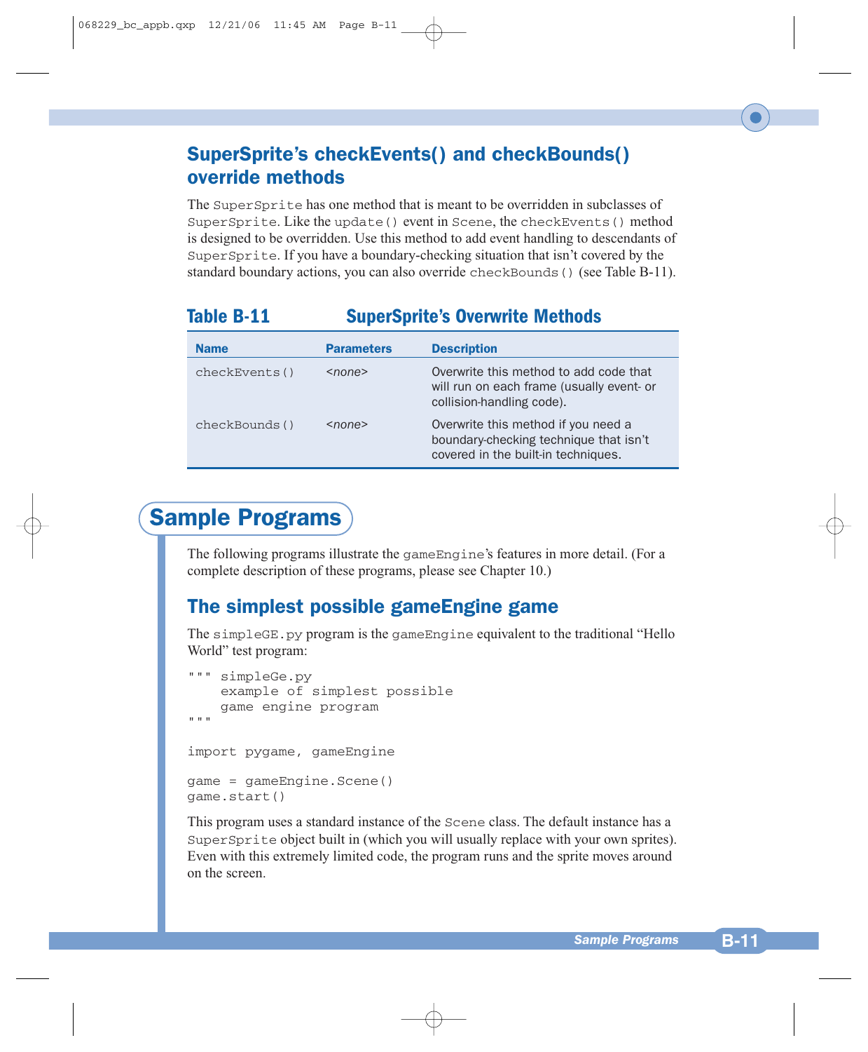### SuperSprite's checkEvents() and checkBounds() override methods

The `SuperSprite` has one method that is meant to be overridden in subclasses of `SuperSprite`. Like the `update()` event in `Scene`, the `checkEvents()` method is designed to be overridden. Use this method to add event handling to descendants of `SuperSprite`. If you have a boundary-checking situation that isn't covered by the standard boundary actions, you can also override `checkBounds()` (see Table B-11).

**Table B-11 SuperSprite's Overwrite Methods**

| Name | Parameters | Description |
| --- | --- | --- |
| `checkEvents()` | *<none>* | Overwrite this method to add code that will run on each frame (usually event- or collision-handling code). |
| `checkBounds()` | *<none>* | Overwrite this method if you need a boundary-checking technique that isn't covered in the built-in techniques. |

## Sample Programs

The following programs illustrate the `gameEngine`'s features in more detail. (For a complete description of these programs, please see Chapter 10.)

### The simplest possible gameEngine game

The `simpleGE.py` program is the `gameEngine` equivalent to the traditional "Hello World" test program:

```
""" simpleGe.py
    example of simplest possible
    game engine program
"""

import pygame, gameEngine

game = gameEngine.Scene()
game.start()
```

This program uses a standard instance of the `Scene` class. The default instance has a `SuperSprite` object built in (which you will usually replace with your own sprites). Even with this extremely limited code, the program runs and the sprite moves around on the screen.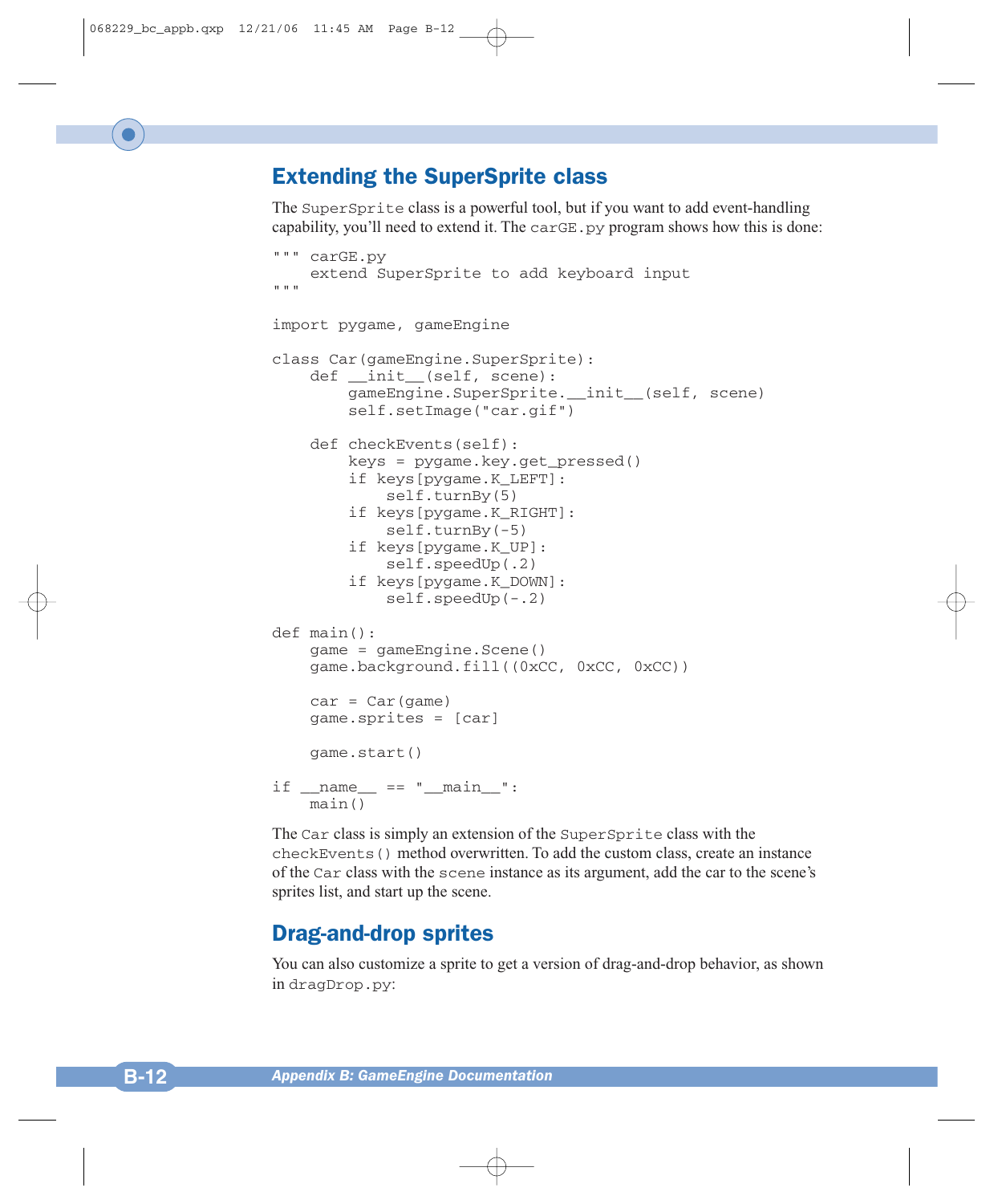## Extending the SuperSprite class

The `SuperSprite` class is a powerful tool, but if you want to add event-handling capability, you'll need to extend it. The `carGE.py` program shows how this is done:

```
""" carGE.py
    extend SuperSprite to add keyboard input
"""

import pygame, gameEngine

class Car(gameEngine.SuperSprite):
    def __init__(self, scene):
        gameEngine.SuperSprite.__init__(self, scene)
        self.setImage("car.gif")

    def checkEvents(self):
        keys = pygame.key.get_pressed()
        if keys[pygame.K_LEFT]:
            self.turnBy(5)
        if keys[pygame.K_RIGHT]:
            self.turnBy(-5)
        if keys[pygame.K_UP]:
            self.speedUp(.2)
        if keys[pygame.K_DOWN]:
            self.speedUp(-.2)

def main():
    game = gameEngine.Scene()
    game.background.fill((0xCC, 0xCC, 0xCC))

    car = Car(game)
    game.sprites = [car]

    game.start()

if __name__ == "__main__":
    main()
```

The `Car` class is simply an extension of the `SuperSprite` class with the `checkEvents()` method overwritten. To add the custom class, create an instance of the `Car` class with the `scene` instance as its argument, add the car to the scene's sprites list, and start up the scene.

## Drag-and-drop sprites

You can also customize a sprite to get a version of drag-and-drop behavior, as shown in `dragDrop.py`: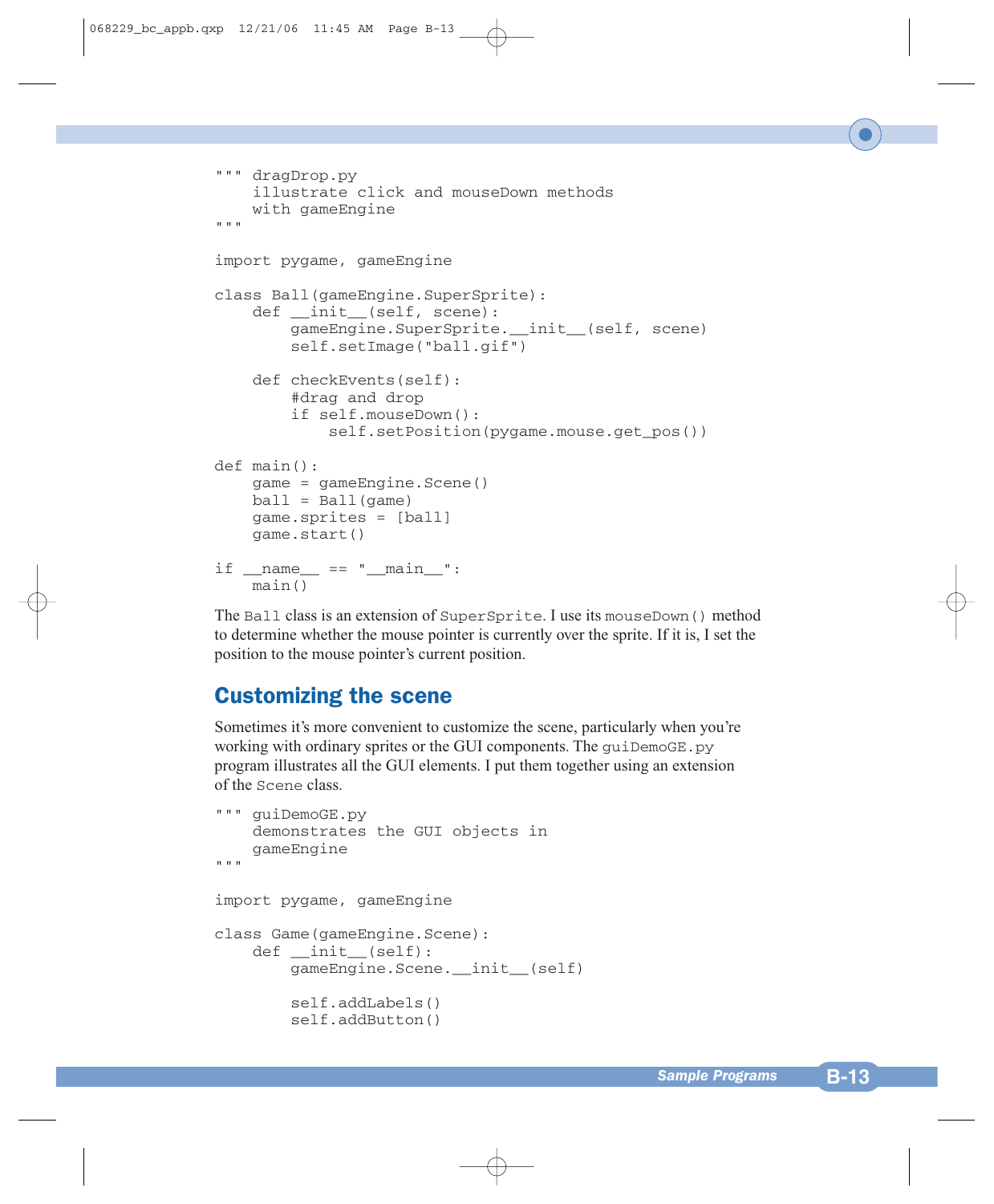```python
""" dragDrop.py
    illustrate click and mouseDown methods
    with gameEngine
"""

import pygame, gameEngine

class Ball(gameEngine.SuperSprite):
    def __init__(self, scene):
        gameEngine.SuperSprite.__init__(self, scene)
        self.setImage("ball.gif")

    def checkEvents(self):
        #drag and drop
        if self.mouseDown():
            self.setPosition(pygame.mouse.get_pos())

def main():
    game = gameEngine.Scene()
    ball = Ball(game)
    game.sprites = [ball]
    game.start()

if __name__ == "__main__":
    main()
```

The `Ball` class is an extension of `SuperSprite`. I use its `mouseDown()` method to determine whether the mouse pointer is currently over the sprite. If it is, I set the position to the mouse pointer's current position.

## Customizing the scene

Sometimes it's more convenient to customize the scene, particularly when you're working with ordinary sprites or the GUI components. The `guiDemoGE.py` program illustrates all the GUI elements. I put them together using an extension of the `Scene` class.

```python
""" guiDemoGE.py
    demonstrates the GUI objects in
    gameEngine
"""

import pygame, gameEngine

class Game(gameEngine.Scene):
    def __init__(self):
        gameEngine.Scene.__init__(self)

        self.addLabels()
        self.addButton()
```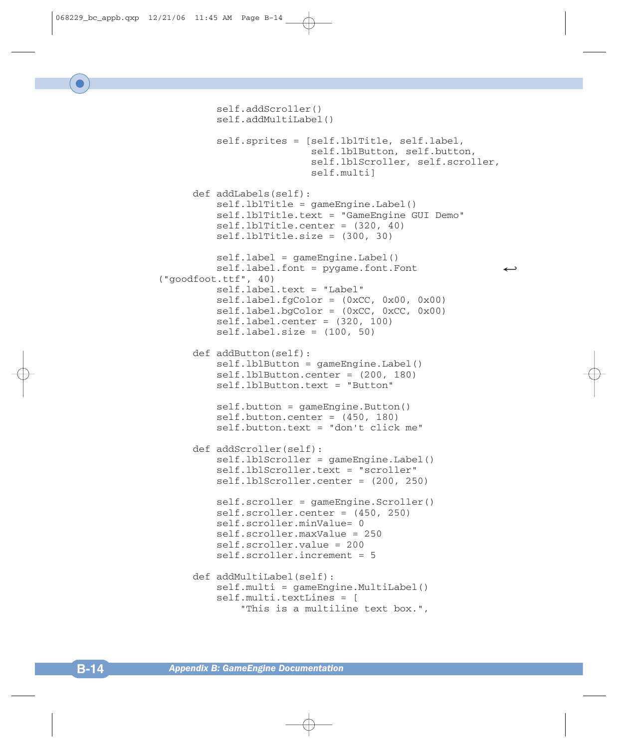```
        self.addScroller()
        self.addMultiLabel()

        self.sprites = [self.lblTitle, self.label,
                        self.lblButton, self.button,
                        self.lblScroller, self.scroller,
                        self.multi]

    def addLabels(self):
        self.lblTitle = gameEngine.Label()
        self.lblTitle.text = "GameEngine GUI Demo"
        self.lblTitle.center = (320, 40)
        self.lblTitle.size = (300, 30)

        self.label = gameEngine.Label()
        self.label.font = pygame.font.Font
("goodfoot.ttf", 40)
        self.label.text = "Label"
        self.label.fgColor = (0xCC, 0x00, 0x00)
        self.label.bgColor = (0xCC, 0xCC, 0x00)
        self.label.center = (320, 100)
        self.label.size = (100, 50)

    def addButton(self):
        self.lblButton = gameEngine.Label()
        self.lblButton.center = (200, 180)
        self.lblButton.text = "Button"

        self.button = gameEngine.Button()
        self.button.center = (450, 180)
        self.button.text = "don't click me"

    def addScroller(self):
        self.lblScroller = gameEngine.Label()
        self.lblScroller.text = "scroller"
        self.lblScroller.center = (200, 250)

        self.scroller = gameEngine.Scroller()
        self.scroller.center = (450, 250)
        self.scroller.minValue= 0
        self.scroller.maxValue = 250
        self.scroller.value = 200
        self.scroller.increment = 5

    def addMultiLabel(self):
        self.multi = gameEngine.MultiLabel()
        self.multi.textLines = [
            "This is a multiline text box.",
```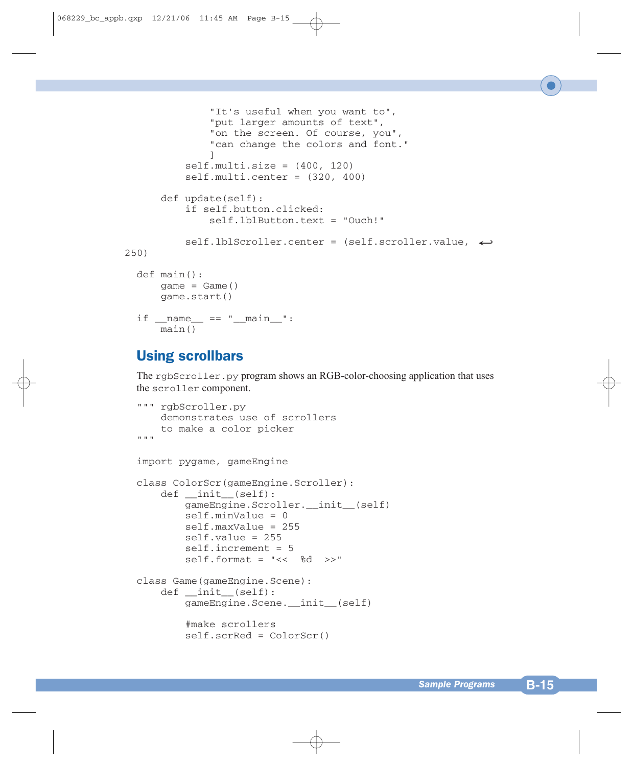```
                "It's useful when you want to",
                "put larger amounts of text",
                "on the screen. Of course, you",
                "can change the colors and font."
                ]
            self.multi.size = (400, 120)
            self.multi.center = (320, 400)

    def update(self):
        if self.button.clicked:
            self.lblButton.text = "Ouch!"

        self.lblScroller.center = (self.scroller.value, ↩
250)

def main():
    game = Game()
    game.start()

if __name__ == "__main__":
    main()
```

## Using scrollbars

The `rgbScroller.py` program shows an RGB-color-choosing application that uses the `scroller` component.

```
""" rgbScroller.py
    demonstrates use of scrollers
    to make a color picker
"""

import pygame, gameEngine

class ColorScr(gameEngine.Scroller):
    def __init__(self):
        gameEngine.Scroller.__init__(self)
        self.minValue = 0
        self.maxValue = 255
        self.value = 255
        self.increment = 5
        self.format = "<<  %d  >>"

class Game(gameEngine.Scene):
    def __init__(self):
        gameEngine.Scene.__init__(self)

        #make scrollers
        self.scrRed = ColorScr()
```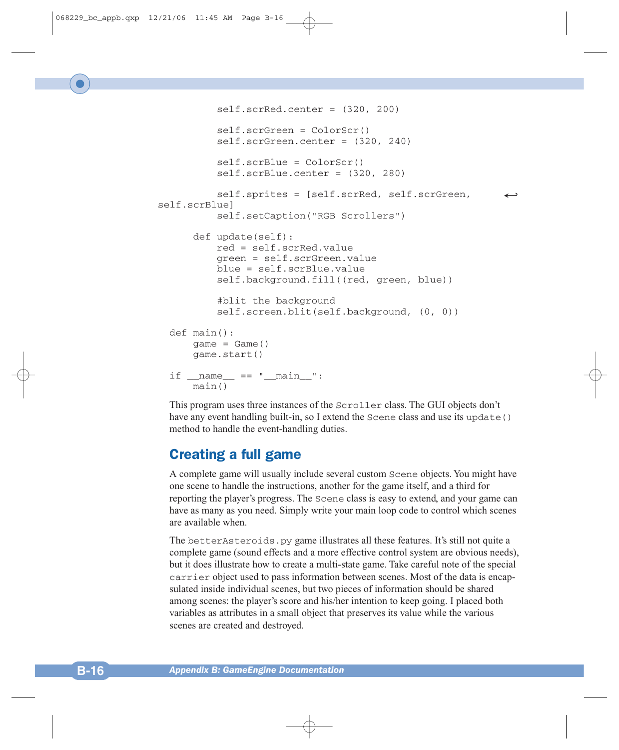```
        self.scrRed.center = (320, 200)

        self.scrGreen = ColorScr()
        self.scrGreen.center = (320, 240)

        self.scrBlue = ColorScr()
        self.scrBlue.center = (320, 280)

        self.sprites = [self.scrRed, self.scrGreen, self.scrBlue]
        self.setCaption("RGB Scrollers")

    def update(self):
        red = self.scrRed.value
        green = self.scrGreen.value
        blue = self.scrBlue.value
        self.background.fill((red, green, blue))

        #blit the background
        self.screen.blit(self.background, (0, 0))

def main():
    game = Game()
    game.start()

if __name__ == "__main__":
    main()
```

This program uses three instances of the `Scroller` class. The GUI objects don't have any event handling built-in, so I extend the `Scene` class and use its `update()` method to handle the event-handling duties.

## Creating a full game

A complete game will usually include several custom `Scene` objects. You might have one scene to handle the instructions, another for the game itself, and a third for reporting the player's progress. The `Scene` class is easy to extend, and your game can have as many as you need. Simply write your main loop code to control which scenes are available when.

The `betterAsteroids.py` game illustrates all these features. It's still not quite a complete game (sound effects and a more effective control system are obvious needs), but it does illustrate how to create a multi-state game. Take careful note of the special `carrier` object used to pass information between scenes. Most of the data is encapsulated inside individual scenes, but two pieces of information should be shared among scenes: the player's score and his/her intention to keep going. I placed both variables as attributes in a small object that preserves its value while the various scenes are created and destroyed.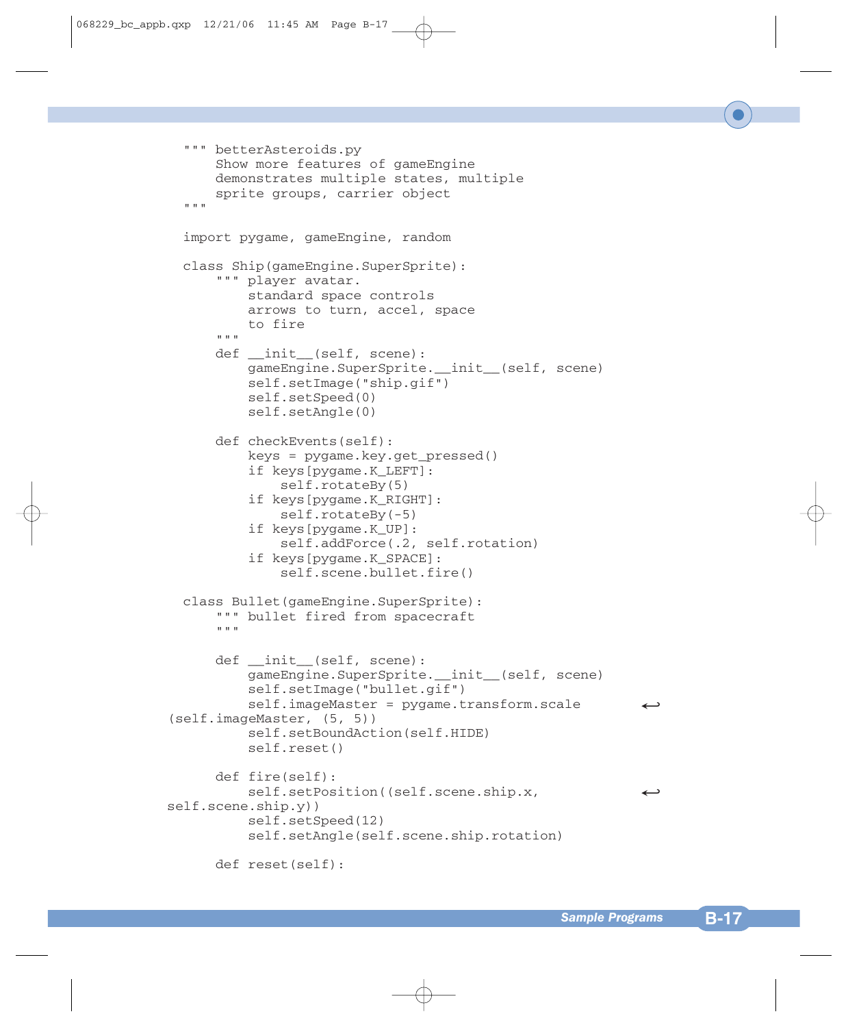```python
""" betterAsteroids.py
    Show more features of gameEngine
    demonstrates multiple states, multiple
    sprite groups, carrier object
"""

import pygame, gameEngine, random

class Ship(gameEngine.SuperSprite):
    """ player avatar.
        standard space controls
        arrows to turn, accel, space
        to fire
    """
    def __init__(self, scene):
        gameEngine.SuperSprite.__init__(self, scene)
        self.setImage("ship.gif")
        self.setSpeed(0)
        self.setAngle(0)

    def checkEvents(self):
        keys = pygame.key.get_pressed()
        if keys[pygame.K_LEFT]:
            self.rotateBy(5)
        if keys[pygame.K_RIGHT]:
            self.rotateBy(-5)
        if keys[pygame.K_UP]:
            self.addForce(.2, self.rotation)
        if keys[pygame.K_SPACE]:
            self.scene.bullet.fire()

class Bullet(gameEngine.SuperSprite):
    """ bullet fired from spacecraft
    """

    def __init__(self, scene):
        gameEngine.SuperSprite.__init__(self, scene)
        self.setImage("bullet.gif")
        self.imageMaster = pygame.transform.scale ↩
(self.imageMaster, (5, 5))
        self.setBoundAction(self.HIDE)
        self.reset()

    def fire(self):
        self.setPosition((self.scene.ship.x, ↩
self.scene.ship.y))
        self.setSpeed(12)
        self.setAngle(self.scene.ship.rotation)

    def reset(self):
```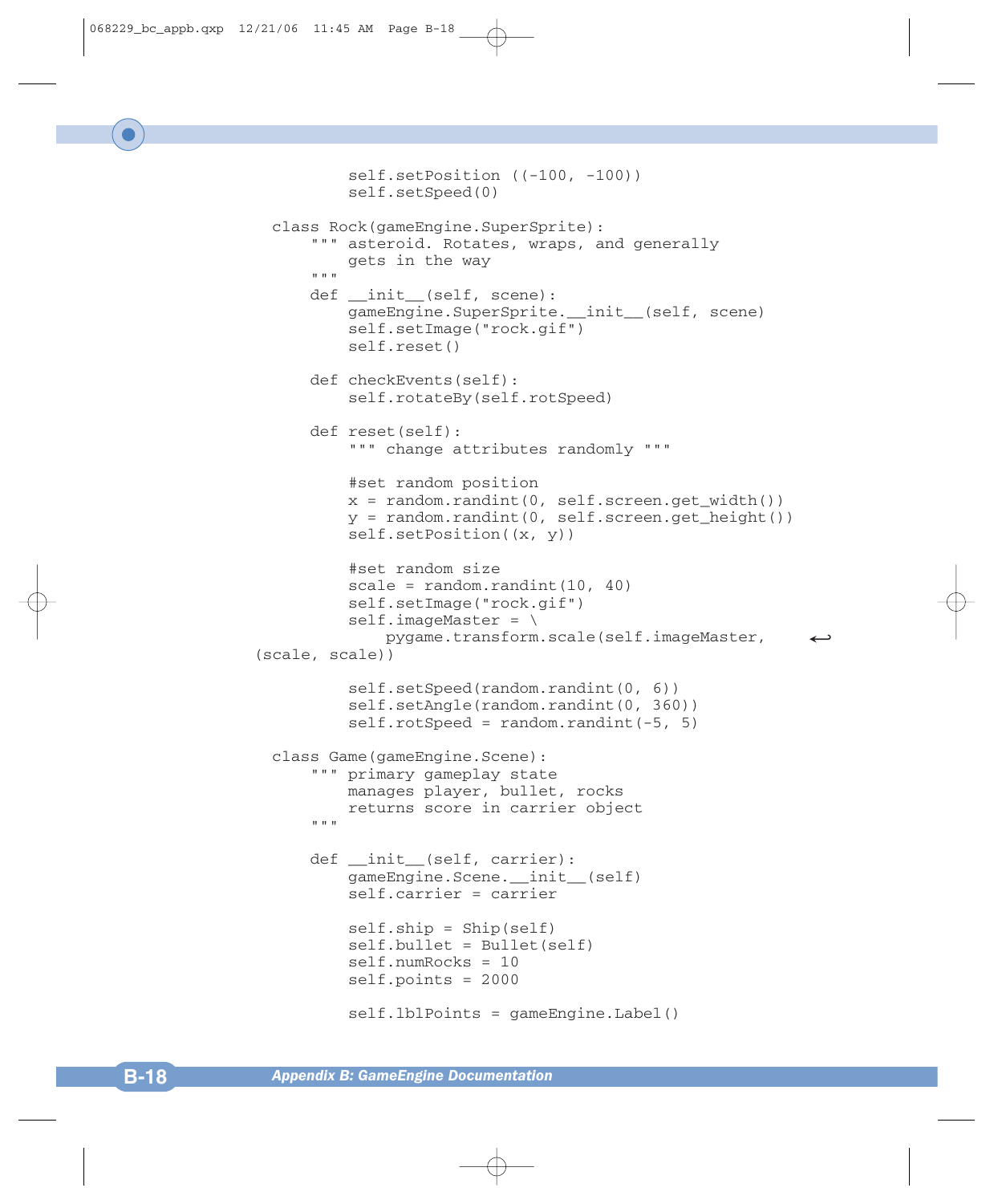```
            self.setPosition ((-100, -100))
            self.setSpeed(0)

    class Rock(gameEngine.SuperSprite):
        """ asteroid. Rotates, wraps, and generally
            gets in the way
        """
        def __init__(self, scene):
            gameEngine.SuperSprite.__init__(self, scene)
            self.setImage("rock.gif")
            self.reset()

        def checkEvents(self):
            self.rotateBy(self.rotSpeed)

        def reset(self):
            """ change attributes randomly """

            #set random position
            x = random.randint(0, self.screen.get_width())
            y = random.randint(0, self.screen.get_height())
            self.setPosition((x, y))

            #set random size
            scale = random.randint(10, 40)
            self.setImage("rock.gif")
            self.imageMaster = \
                pygame.transform.scale(self.imageMaster,     ↩
(scale, scale))

            self.setSpeed(random.randint(0, 6))
            self.setAngle(random.randint(0, 360))
            self.rotSpeed = random.randint(-5, 5)

    class Game(gameEngine.Scene):
        """ primary gameplay state
            manages player, bullet, rocks
            returns score in carrier object
        """

        def __init__(self, carrier):
            gameEngine.Scene.__init__(self)
            self.carrier = carrier

            self.ship = Ship(self)
            self.bullet = Bullet(self)
            self.numRocks = 10
            self.points = 2000

            self.lblPoints = gameEngine.Label()
```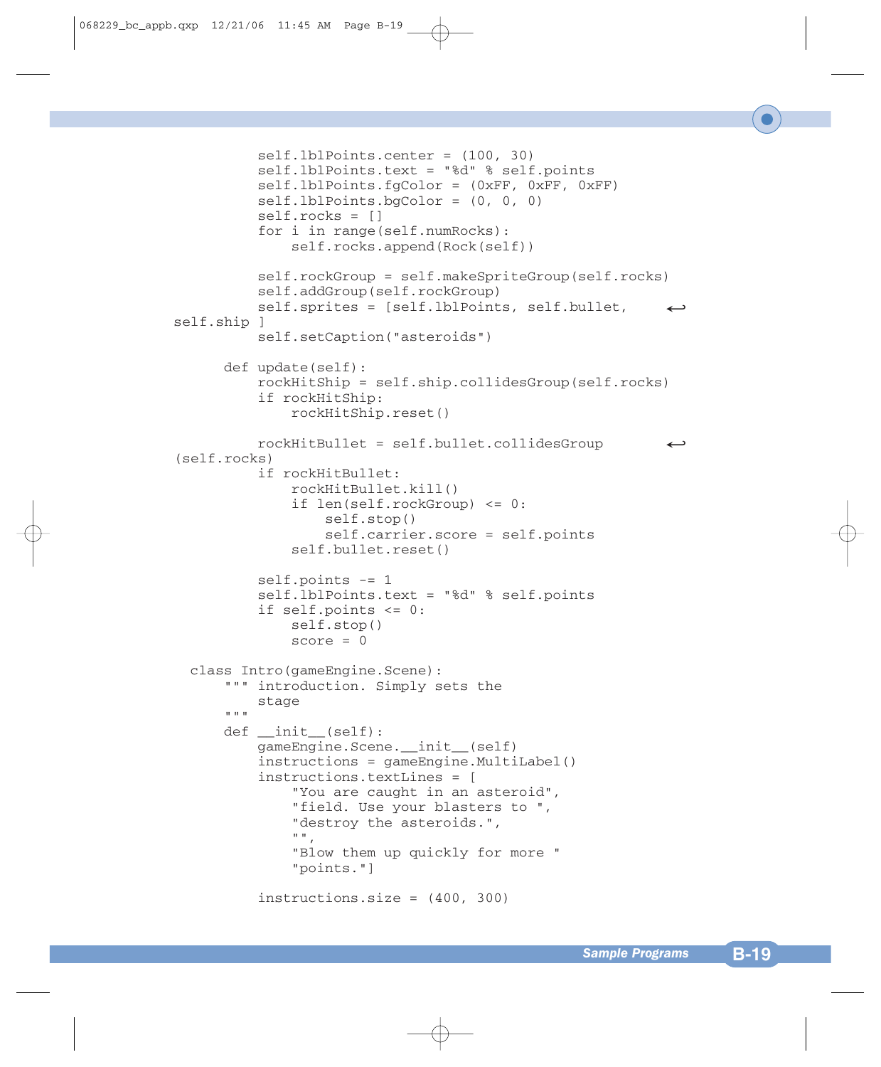```
            self.lblPoints.center = (100, 30)
            self.lblPoints.text = "%d" % self.points
            self.lblPoints.fgColor = (0xFF, 0xFF, 0xFF)
            self.lblPoints.bgColor = (0, 0, 0)
            self.rocks = []
            for i in range(self.numRocks):
                self.rocks.append(Rock(self))

            self.rockGroup = self.makeSpriteGroup(self.rocks)
            self.addGroup(self.rockGroup)
            self.sprites = [self.lblPoints, self.bullet,     ↩
  self.ship ]
            self.setCaption("asteroids")

        def update(self):
            rockHitShip = self.ship.collidesGroup(self.rocks)
            if rockHitShip:
                rockHitShip.reset()

            rockHitBullet = self.bullet.collidesGroup        ↩
 (self.rocks)
            if rockHitBullet:
                rockHitBullet.kill()
                if len(self.rockGroup) <= 0:
                    self.stop()
                    self.carrier.score = self.points
                self.bullet.reset()

            self.points -= 1
            self.lblPoints.text = "%d" % self.points
            if self.points <= 0:
                self.stop()
                score = 0

    class Intro(gameEngine.Scene):
        """ introduction. Simply sets the
            stage
        """
        def __init__(self):
            gameEngine.Scene.__init__(self)
            instructions = gameEngine.MultiLabel()
            instructions.textLines = [
                "You are caught in an asteroid",
                "field. Use your blasters to ",
                "destroy the asteroids.",
                "",
                "Blow them up quickly for more "
                "points."]

            instructions.size = (400, 300)
```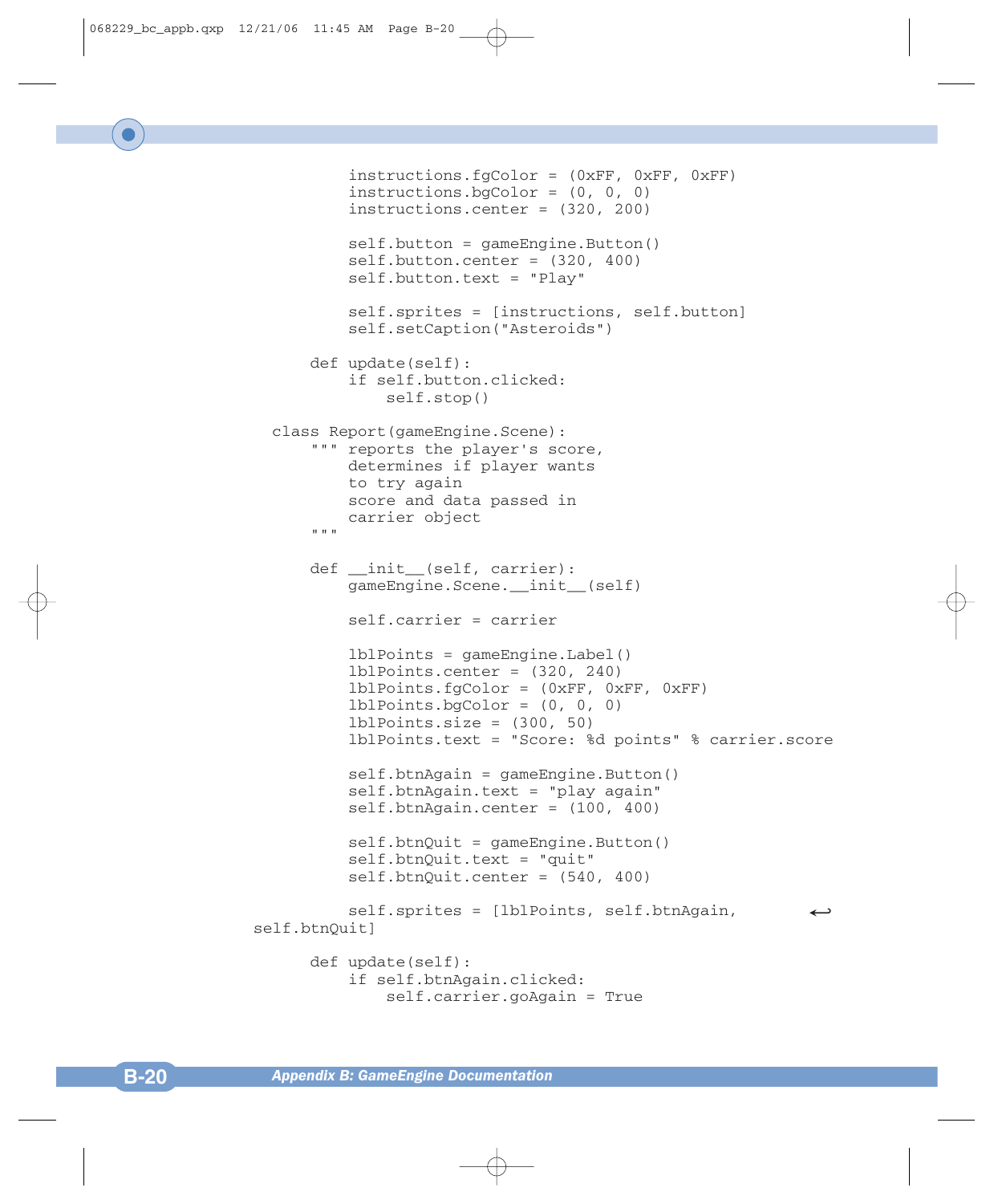```
            instructions.fgColor = (0xFF, 0xFF, 0xFF)
            instructions.bgColor = (0, 0, 0)
            instructions.center = (320, 200)

            self.button = gameEngine.Button()
            self.button.center = (320, 400)
            self.button.text = "Play"

            self.sprites = [instructions, self.button]
            self.setCaption("Asteroids")

        def update(self):
            if self.button.clicked:
                self.stop()

    class Report(gameEngine.Scene):
        """ reports the player's score,
            determines if player wants
            to try again
            score and data passed in
            carrier object
        """

        def __init__(self, carrier):
            gameEngine.Scene.__init__(self)

            self.carrier = carrier

            lblPoints = gameEngine.Label()
            lblPoints.center = (320, 240)
            lblPoints.fgColor = (0xFF, 0xFF, 0xFF)
            lblPoints.bgColor = (0, 0, 0)
            lblPoints.size = (300, 50)
            lblPoints.text = "Score: %d points" % carrier.score

            self.btnAgain = gameEngine.Button()
            self.btnAgain.text = "play again"
            self.btnAgain.center = (100, 400)

            self.btnQuit = gameEngine.Button()
            self.btnQuit.text = "quit"
            self.btnQuit.center = (540, 400)

            self.sprites = [lblPoints, self.btnAgain,        ↩
self.btnQuit]

        def update(self):
            if self.btnAgain.clicked:
                self.carrier.goAgain = True
```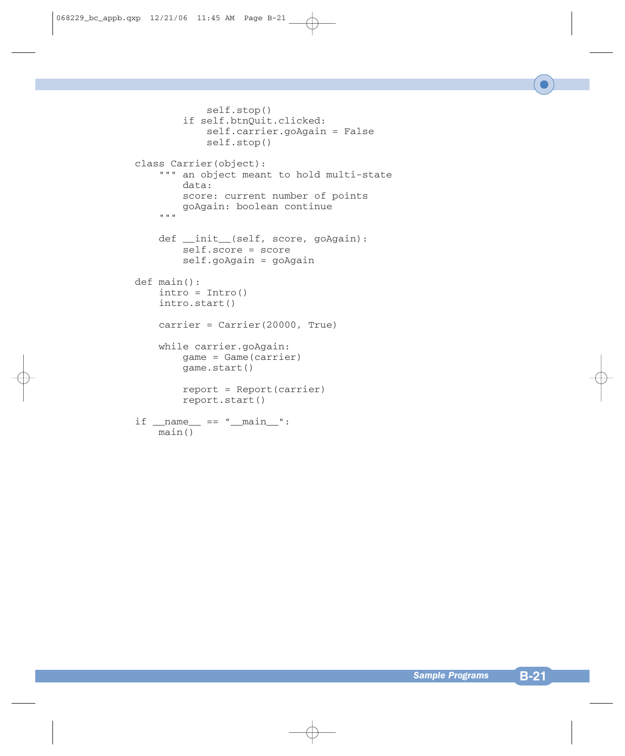```
            self.stop()
        if self.btnQuit.clicked:
            self.carrier.goAgain = False
            self.stop()

class Carrier(object):
    """ an object meant to hold multi-state
        data:
        score: current number of points
        goAgain: boolean continue
    """

    def __init__(self, score, goAgain):
        self.score = score
        self.goAgain = goAgain

def main():
    intro = Intro()
    intro.start()

    carrier = Carrier(20000, True)

    while carrier.goAgain:
        game = Game(carrier)
        game.start()

        report = Report(carrier)
        report.start()

if __name__ == "__main__":
    main()
```